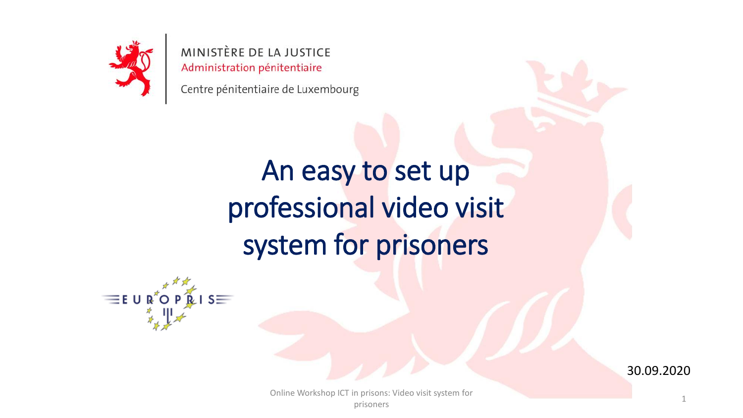MINISTÈRE DE LA JUSTICE
Administration pénitentiaire

Centre pénitentiaire de Luxembourg

# An easy to set up professional video visit system for prisoners

EUROPRIS

30.09.2020

Online Workshop ICT in prisons: Video visit system for prisoners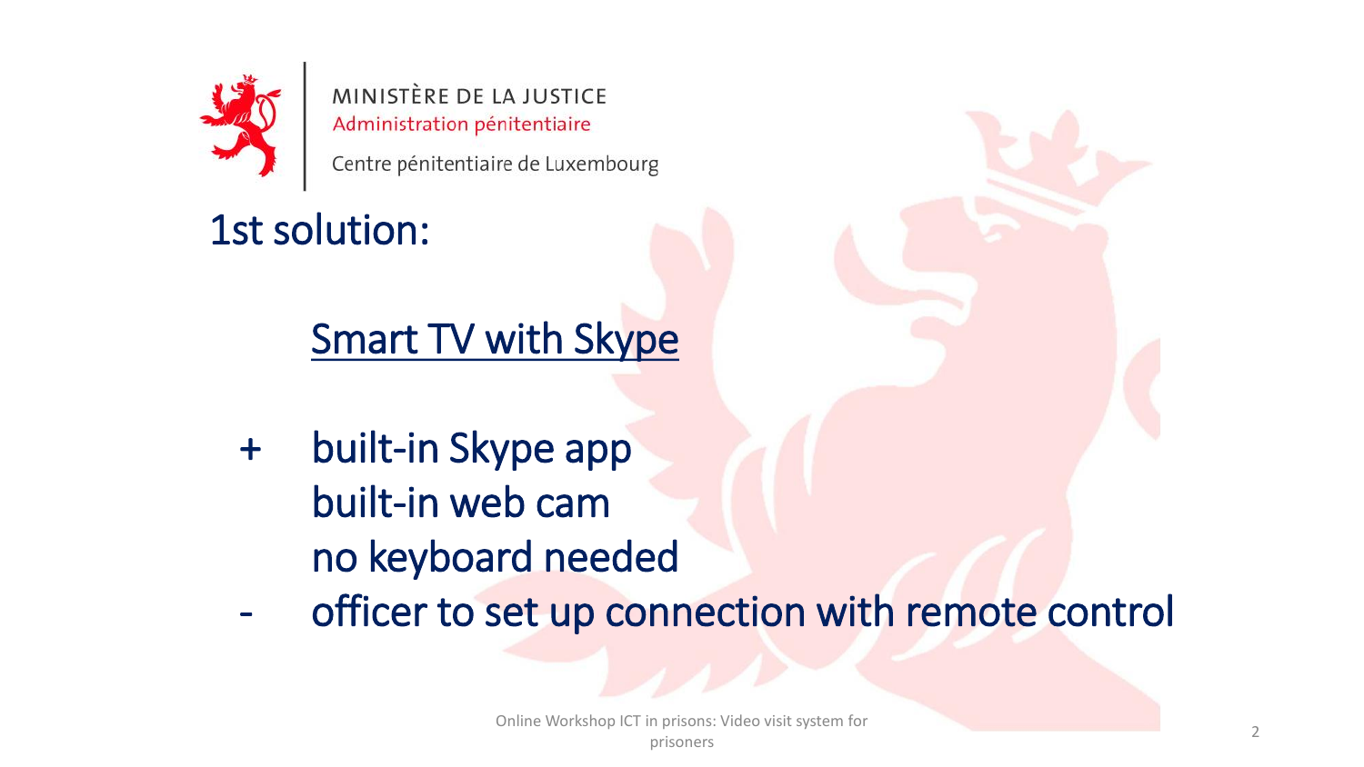MINISTÈRE DE LA JUSTICE
Administration pénitentiaire
Centre pénitentiaire de Luxembourg

# 1st solution:

## Smart TV with Skype

+ built-in Skype app
  built-in web cam
  no keyboard needed
- officer to set up connection with remote control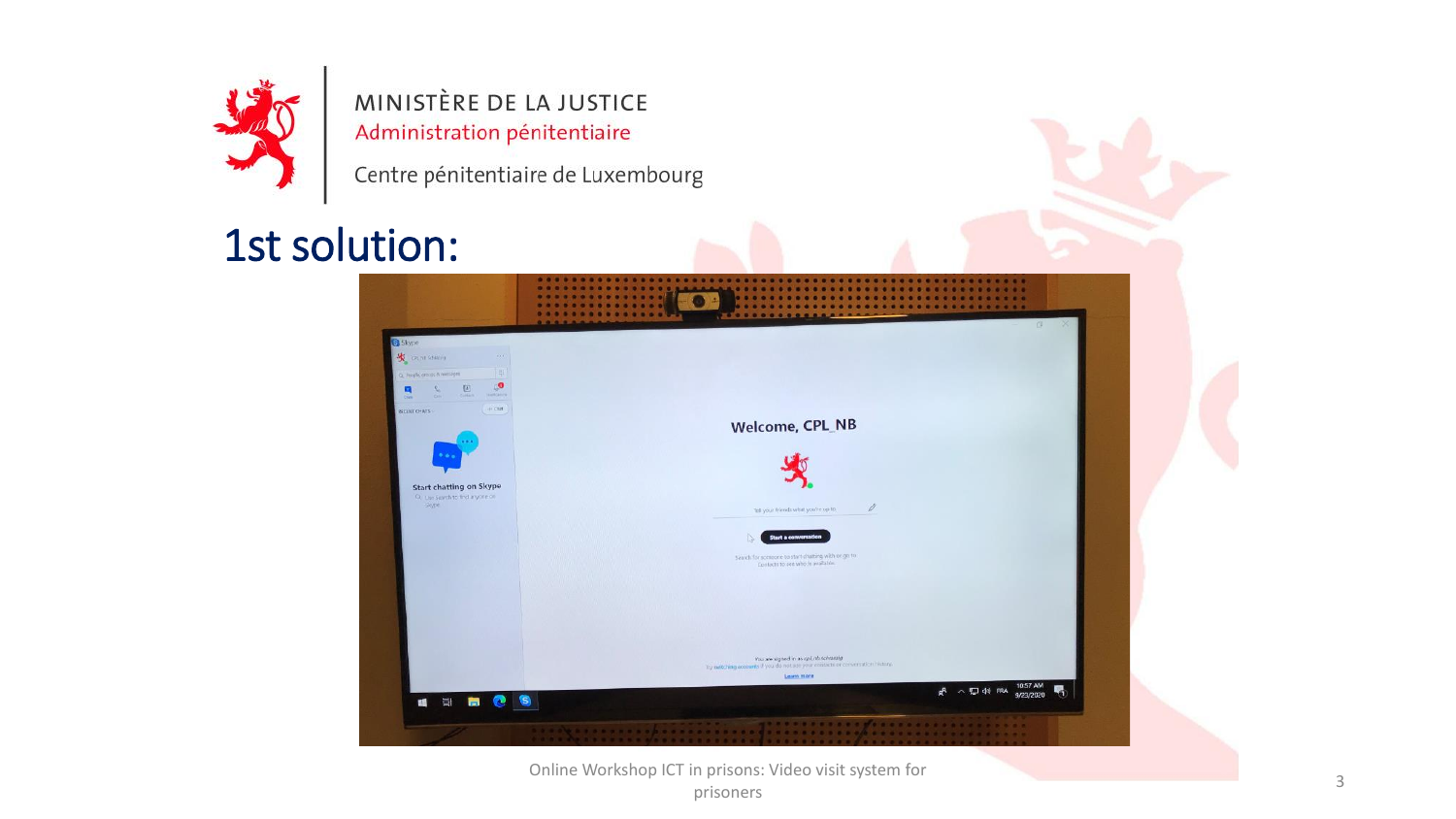MINISTÈRE DE LA JUSTICE
Administration pénitentiaire
Centre pénitentiaire de Luxembourg

# 1st solution: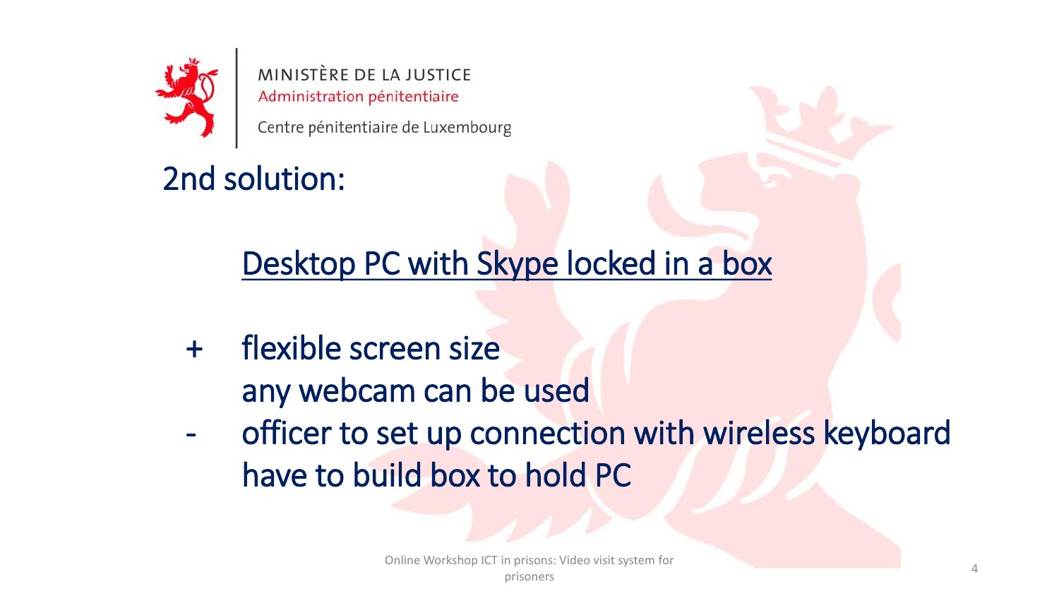MINISTÈRE DE LA JUSTICE
Administration pénitentiaire
Centre pénitentiaire de Luxembourg

## 2nd solution:

### Desktop PC with Skype locked in a box

\+ flexible screen size
  any webcam can be used

\- officer to set up connection with wireless keyboard
  have to build box to hold PC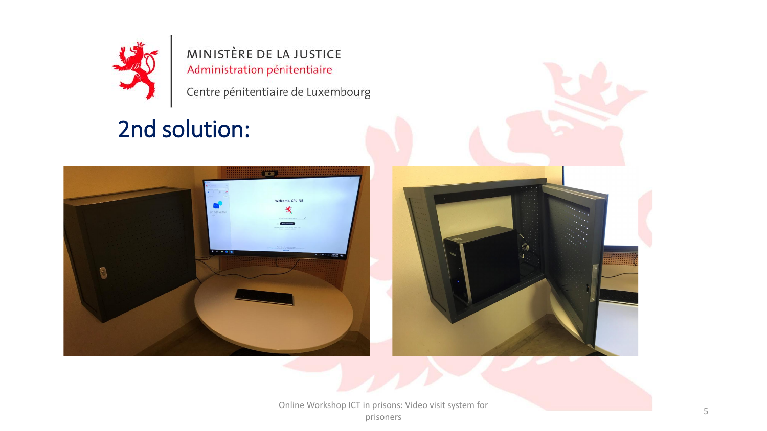MINISTÈRE DE LA JUSTICE
Administration pénitentiaire
Centre pénitentiaire de Luxembourg

# 2nd solution: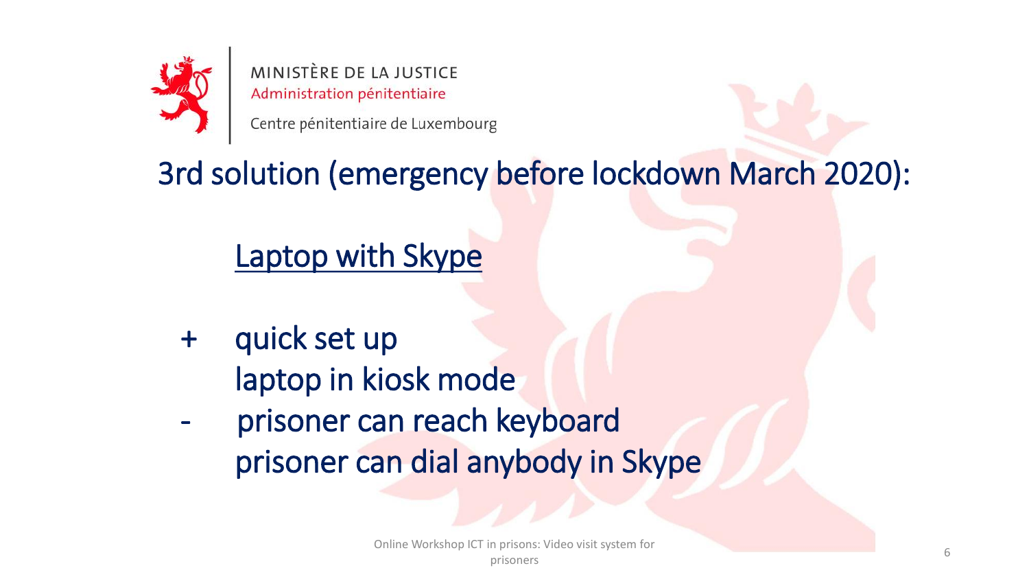MINISTÈRE DE LA JUSTICE
Administration pénitentiaire
Centre pénitentiaire de Luxembourg

## 3rd solution (emergency before lockdown March 2020):

### Laptop with Skype

\+ quick set up
  laptop in kiosk mode

\- prisoner can reach keyboard
  prisoner can dial anybody in Skype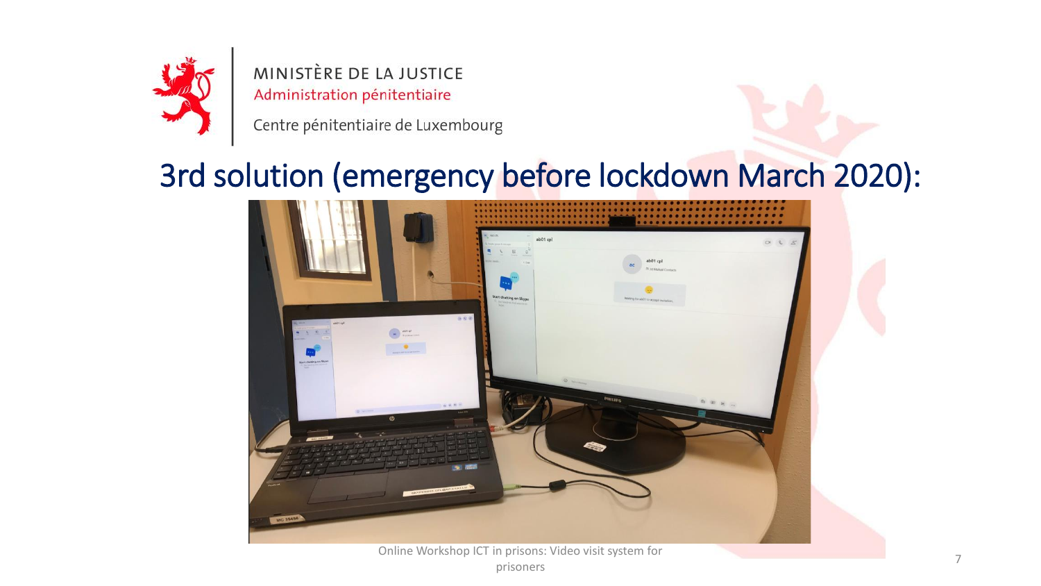MINISTÈRE DE LA JUSTICE
Administration pénitentiaire
Centre pénitentiaire de Luxembourg

# 3rd solution (emergency before lockdown March 2020):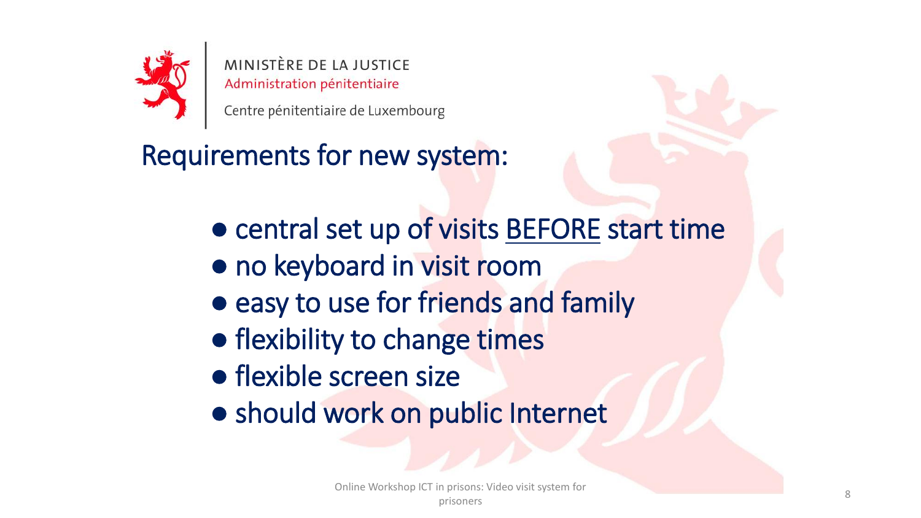MINISTÈRE DE LA JUSTICE
Administration pénitentiaire
Centre pénitentiaire de Luxembourg

## Requirements for new system:

- central set up of visits <u>BEFORE</u> start time
- no keyboard in visit room
- easy to use for friends and family
- flexibility to change times
- flexible screen size
- should work on public Internet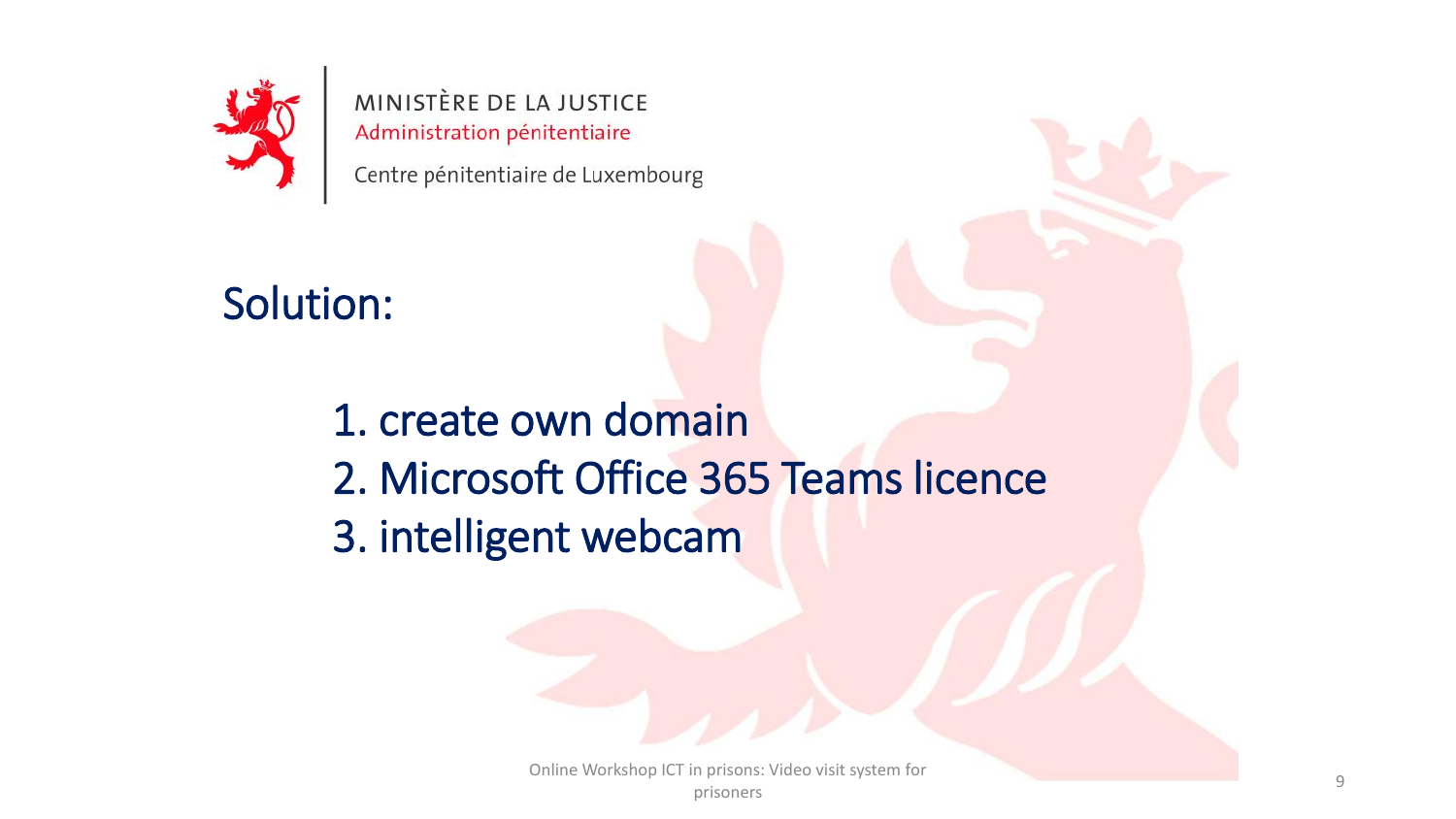# Solution:

1. create own domain
2. Microsoft Office 365 Teams licence
3. intelligent webcam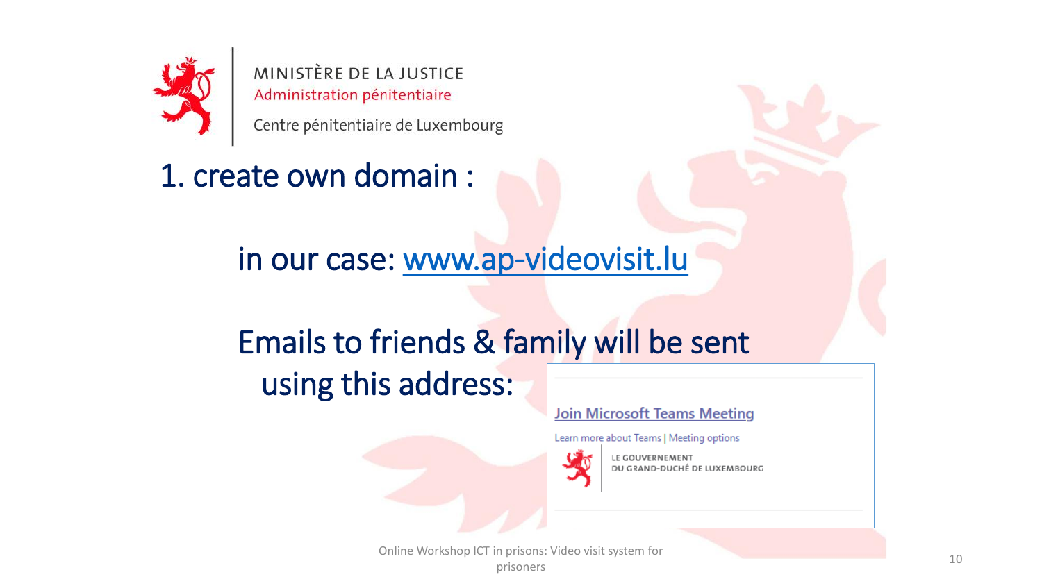MINISTÈRE DE LA JUSTICE
Administration pénitentiaire
Centre pénitentiaire de Luxembourg

# 1. create own domain :

in our case: www.ap-videovisit.lu

Emails to friends & family will be sent using this address:

Join Microsoft Teams Meeting

Learn more about Teams | Meeting options

LE GOUVERNEMENT
DU GRAND-DUCHÉ DE LUXEMBOURG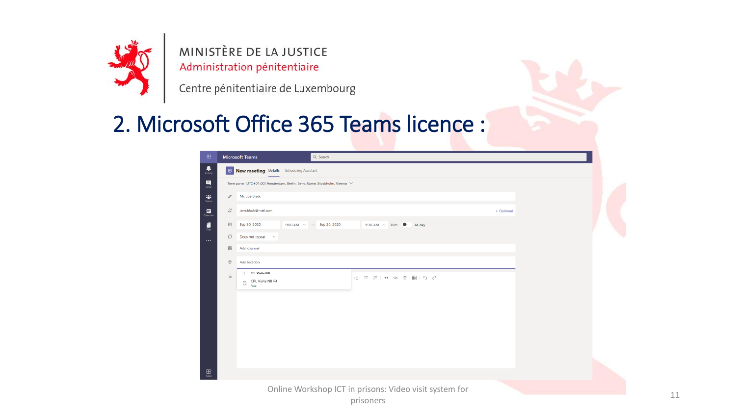MINISTÈRE DE LA JUSTICE
Administration pénitentiaire
Centre pénitentiaire de Luxembourg

# 2. Microsoft Office 365 Teams licence :

Microsoft Teams

New meeting | Details | Scheduling Assistant

Time zone: (UTC+01:00) Amsterdam, Berlin, Bern, Rome, Stockholm, Vienna

Mr. Joe Black

jane.black@mail.com

+ Optional

Sep 30, 2020 | 9:00 AM → Sep 30, 2020 | 9:30 AM | 30m | All day

Does not repeat

Add channel

Add location

CPL Visite NB

CPL Visite NB P4

Free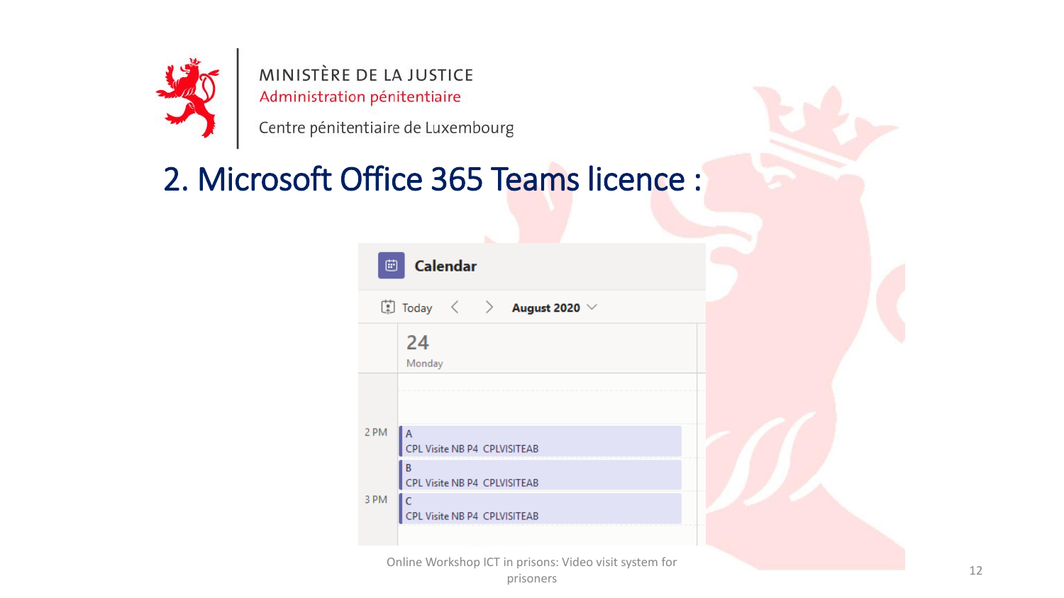MINISTÈRE DE LA JUSTICE
Administration pénitentiaire
Centre pénitentiaire de Luxembourg

# 2. Microsoft Office 365 Teams licence :

**Calendar**

Today < > **August 2020**

24
Monday

2 PM
A
CPL Visite NB P4 CPLVISITEAB

B
CPL Visite NB P4 CPLVISITEAB

3 PM
C
CPL Visite NB P4 CPLVISITEAB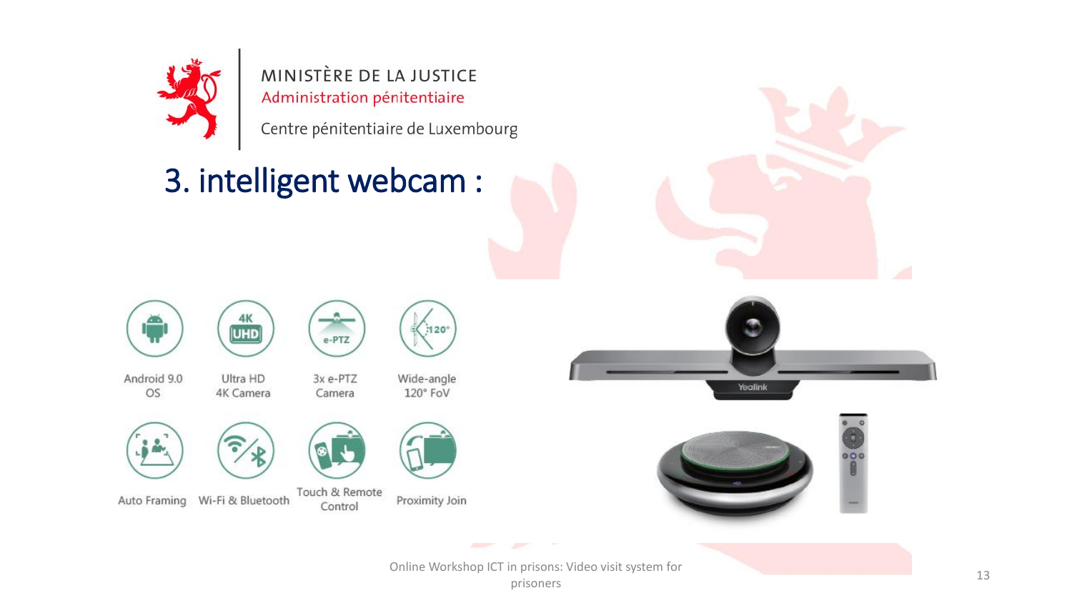MINISTÈRE DE LA JUSTICE
Administration pénitentiaire
Centre pénitentiaire de Luxembourg

# 3. intelligent webcam :

- Android 9.0 OS
- Ultra HD 4K Camera
- 3x e-PTZ Camera
- Wide-angle 120° FoV
- Auto Framing
- Wi-Fi & Bluetooth
- Touch & Remote Control
- Proximity Join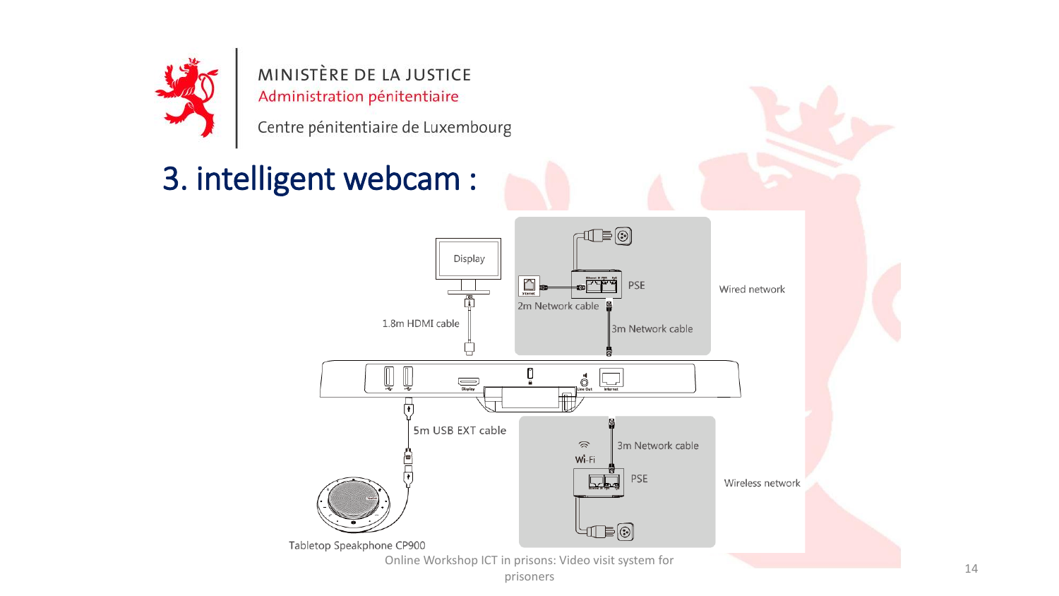MINISTÈRE DE LA JUSTICE
Administration pénitentiaire
Centre pénitentiaire de Luxembourg

# 3. intelligent webcam :

Display

1.8m HDMI cable

2m Network cable

PSE

3m Network cable

Wired network

5m USB EXT cable

Wi-Fi

3m Network cable

PSE

Wireless network

Tabletop Speakphone CP900

Online Workshop ICT in prisons: Video visit system for prisoners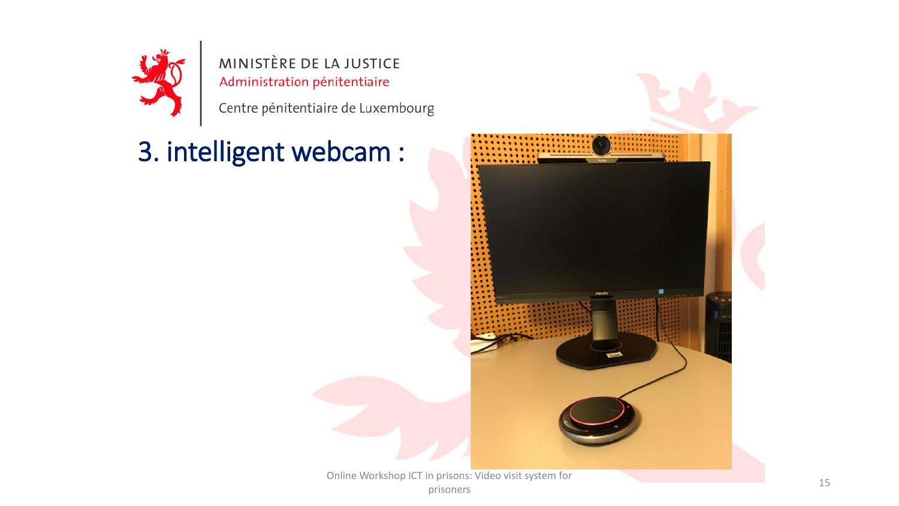MINISTÈRE DE LA JUSTICE
Administration pénitentiaire
Centre pénitentiaire de Luxembourg

# 3. intelligent webcam :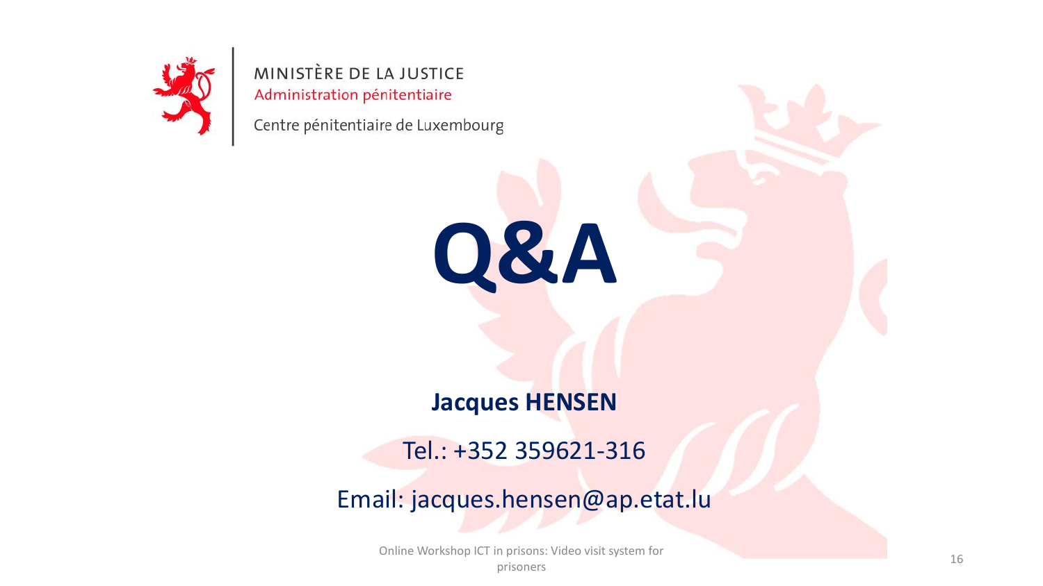MINISTÈRE DE LA JUSTICE
Administration pénitentiaire

Centre pénitentiaire de Luxembourg

# Q&A

**Jacques HENSEN**

Tel.: +352 359621-316

Email: jacques.hensen@ap.etat.lu